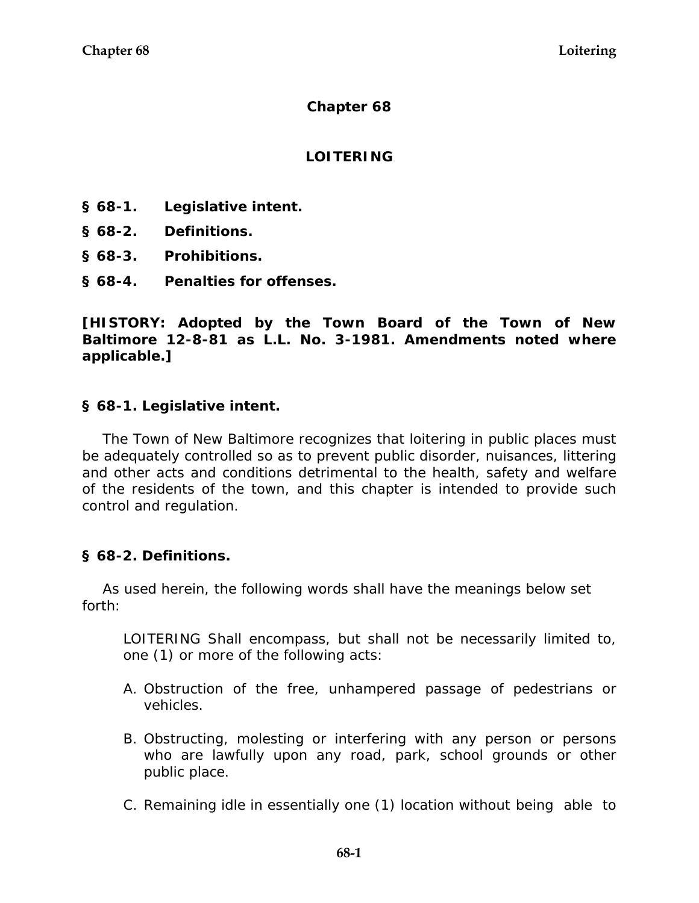# Chapter 68

## LOITERING

**§ 68-1. Legislative intent.**

**§ 68-2. Definitions.**

**§ 68-3. Prohibitions.**

**§ 68-4. Penalties for offenses.**

**[HISTORY: Adopted by the Town Board of the Town of New Baltimore 12-8-81 as L.L. No. 3-1981. Amendments noted where applicable.]**

### § 68-1. Legislative intent.

The Town of New Baltimore recognizes that loitering in public places must be adequately controlled so as to prevent public disorder, nuisances, littering and other acts and conditions detrimental to the health, safety and welfare of the residents of the town, and this chapter is intended to provide such control and regulation.

### § 68-2. Definitions.

As used herein, the following words shall have the meanings below set forth:

LOITERING Shall encompass, but shall not be necessarily limited to, one (1) or more of the following acts:

A. Obstruction of the free, unhampered passage of pedestrians or vehicles.

B. Obstructing, molesting or interfering with any person or persons who are lawfully upon any road, park, school grounds or other public place.

C. Remaining idle in essentially one (1) location without being able to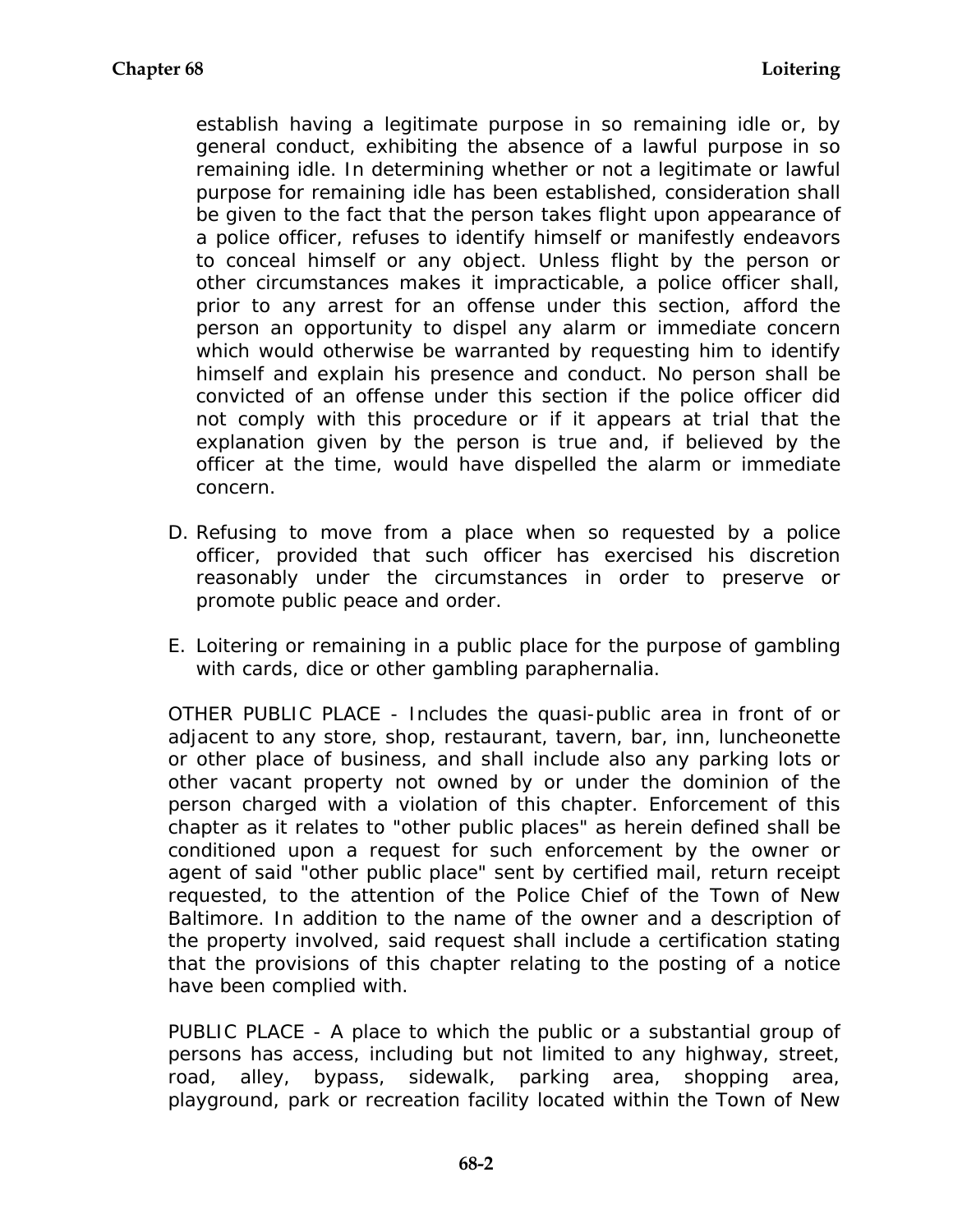establish having a legitimate purpose in so remaining idle or, by general conduct, exhibiting the absence of a lawful purpose in so remaining idle. In determining whether or not a legitimate or lawful purpose for remaining idle has been established, consideration shall be given to the fact that the person takes flight upon appearance of a police officer, refuses to identify himself or manifestly endeavors to conceal himself or any object. Unless flight by the person or other circumstances makes it impracticable, a police officer shall, prior to any arrest for an offense under this section, afford the person an opportunity to dispel any alarm or immediate concern which would otherwise be warranted by requesting him to identify himself and explain his presence and conduct. No person shall be convicted of an offense under this section if the police officer did not comply with this procedure or if it appears at trial that the explanation given by the person is true and, if believed by the officer at the time, would have dispelled the alarm or immediate concern.

D. Refusing to move from a place when so requested by a police officer, provided that such officer has exercised his discretion reasonably under the circumstances in order to preserve or promote public peace and order.

E. Loitering or remaining in a public place for the purpose of gambling with cards, dice or other gambling paraphernalia.

OTHER PUBLIC PLACE - Includes the quasi-public area in front of or adjacent to any store, shop, restaurant, tavern, bar, inn, luncheonette or other place of business, and shall include also any parking lots or other vacant property not owned by or under the dominion of the person charged with a violation of this chapter. Enforcement of this chapter as it relates to "other public places" as herein defined shall be conditioned upon a request for such enforcement by the owner or agent of said "other public place" sent by certified mail, return receipt requested, to the attention of the Police Chief of the Town of New Baltimore. In addition to the name of the owner and a description of the property involved, said request shall include a certification stating that the provisions of this chapter relating to the posting of a notice have been complied with.

PUBLIC PLACE - A place to which the public or a substantial group of persons has access, including but not limited to any highway, street, road, alley, bypass, sidewalk, parking area, shopping area, playground, park or recreation facility located within the Town of New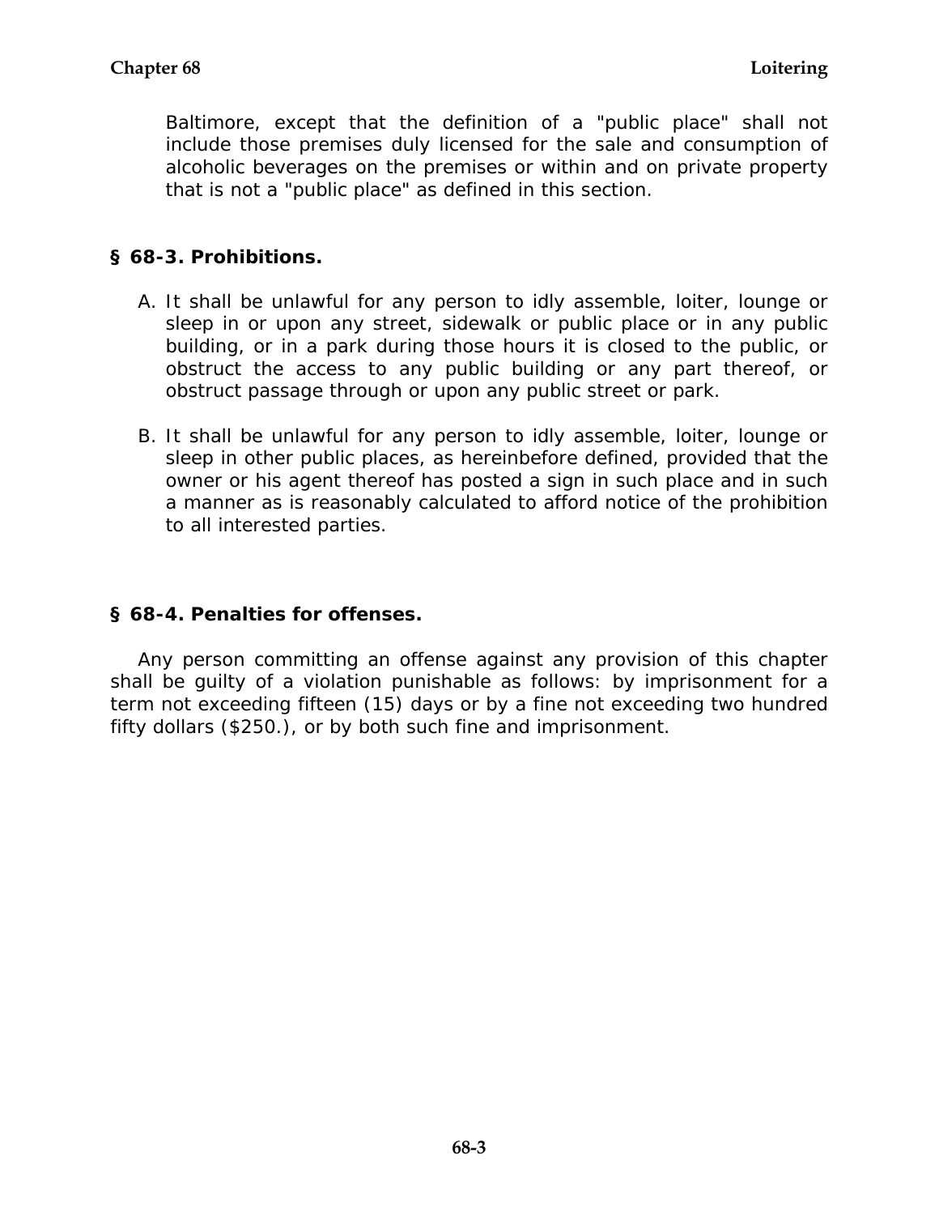Baltimore, except that the definition of a "public place" shall not include those premises duly licensed for the sale and consumption of alcoholic beverages on the premises or within and on private property that is not a "public place" as defined in this section.

## § 68-3. Prohibitions.

A. It shall be unlawful for any person to idly assemble, loiter, lounge or sleep in or upon any street, sidewalk or public place or in any public building, or in a park during those hours it is closed to the public, or obstruct the access to any public building or any part thereof, or obstruct passage through or upon any public street or park.

B. It shall be unlawful for any person to idly assemble, loiter, lounge or sleep in other public places, as hereinbefore defined, provided that the owner or his agent thereof has posted a sign in such place and in such a manner as is reasonably calculated to afford notice of the prohibition to all interested parties.

## § 68-4. Penalties for offenses.

Any person committing an offense against any provision of this chapter shall be guilty of a violation punishable as follows: by imprisonment for a term not exceeding fifteen (15) days or by a fine not exceeding two hundred fifty dollars ($250.), or by both such fine and imprisonment.